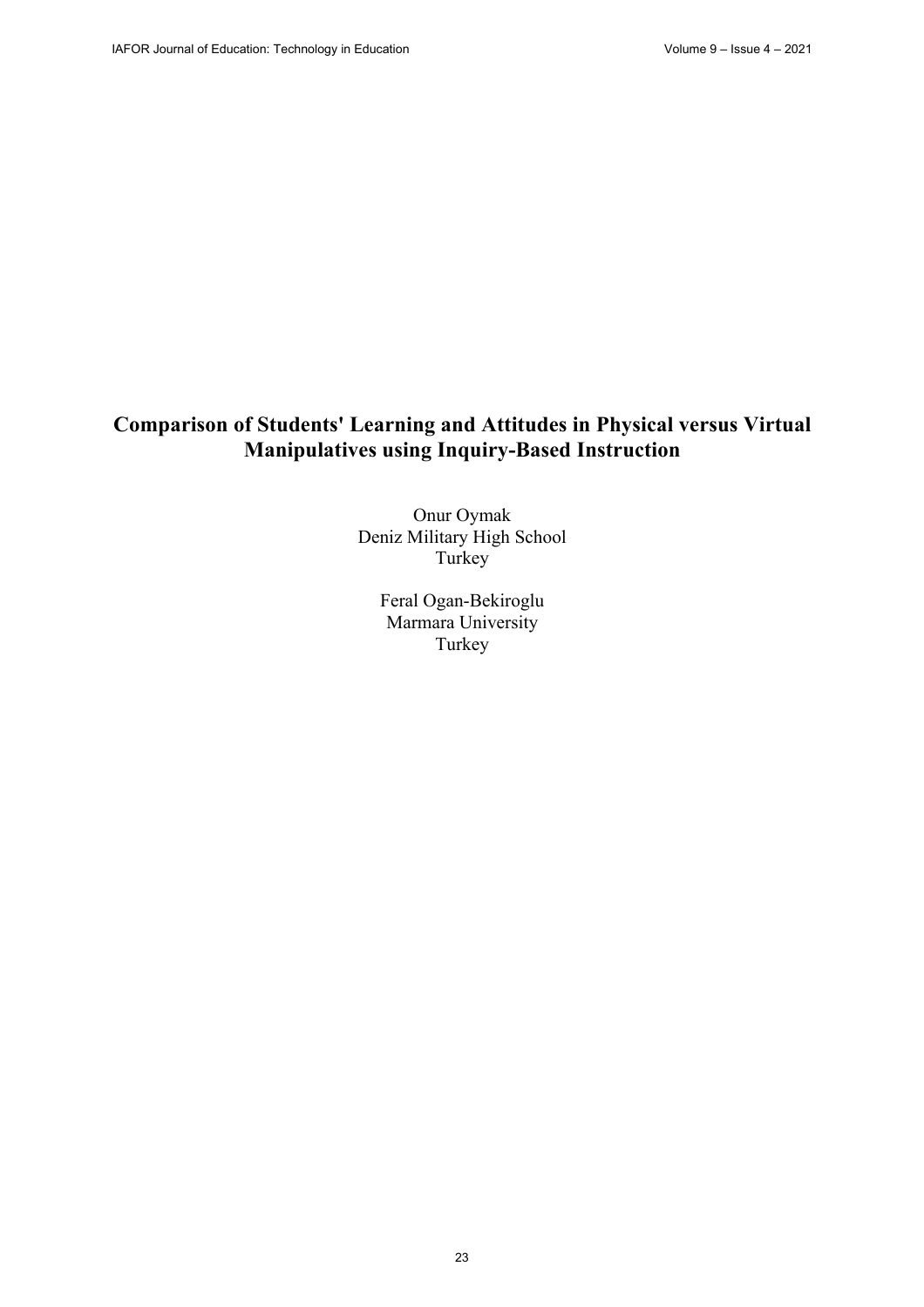# Comparison of Students' Learning and Attitudes in Physical versus Virtual Manipulatives using Inquiry-Based Instruction

Onur Oymak
Deniz Military High School
Turkey

Feral Ogan-Bekiroglu
Marmara University
Turkey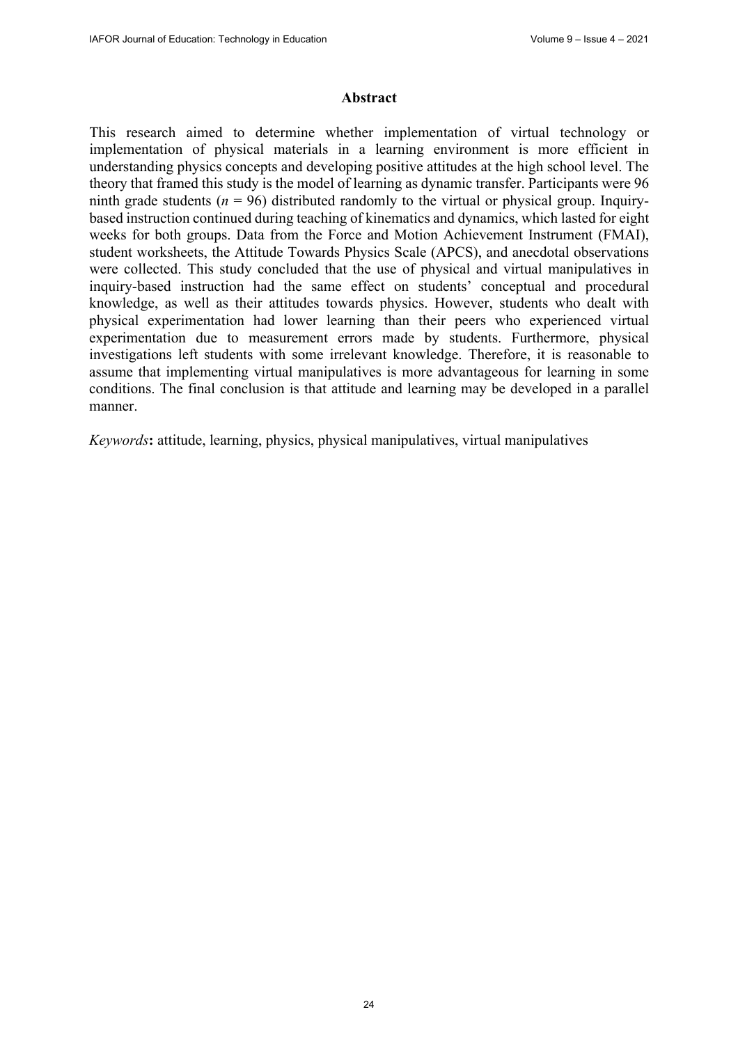## Abstract

This research aimed to determine whether implementation of virtual technology or implementation of physical materials in a learning environment is more efficient in understanding physics concepts and developing positive attitudes at the high school level. The theory that framed this study is the model of learning as dynamic transfer. Participants were 96 ninth grade students ($n = 96$) distributed randomly to the virtual or physical group. Inquiry-based instruction continued during teaching of kinematics and dynamics, which lasted for eight weeks for both groups. Data from the Force and Motion Achievement Instrument (FMAI), student worksheets, the Attitude Towards Physics Scale (APCS), and anecdotal observations were collected. This study concluded that the use of physical and virtual manipulatives in inquiry-based instruction had the same effect on students' conceptual and procedural knowledge, as well as their attitudes towards physics. However, students who dealt with physical experimentation had lower learning than their peers who experienced virtual experimentation due to measurement errors made by students. Furthermore, physical investigations left students with some irrelevant knowledge. Therefore, it is reasonable to assume that implementing virtual manipulatives is more advantageous for learning in some conditions. The final conclusion is that attitude and learning may be developed in a parallel manner.

*Keywords*: attitude, learning, physics, physical manipulatives, virtual manipulatives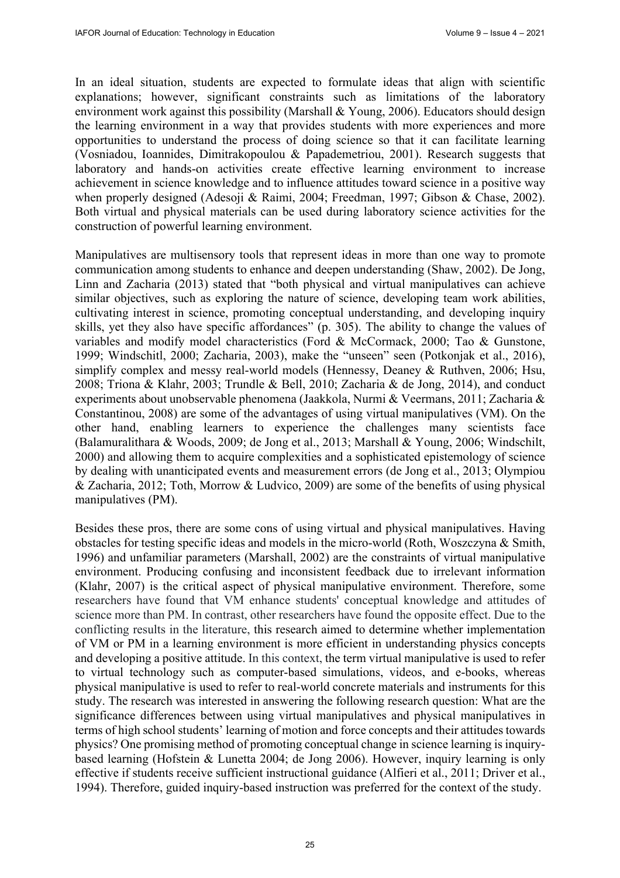In an ideal situation, students are expected to formulate ideas that align with scientific explanations; however, significant constraints such as limitations of the laboratory environment work against this possibility (Marshall & Young, 2006). Educators should design the learning environment in a way that provides students with more experiences and more opportunities to understand the process of doing science so that it can facilitate learning (Vosniadou, Ioannides, Dimitrakopoulou & Papademetriou, 2001). Research suggests that laboratory and hands-on activities create effective learning environment to increase achievement in science knowledge and to influence attitudes toward science in a positive way when properly designed (Adesoji & Raimi, 2004; Freedman, 1997; Gibson & Chase, 2002). Both virtual and physical materials can be used during laboratory science activities for the construction of powerful learning environment.

Manipulatives are multisensory tools that represent ideas in more than one way to promote communication among students to enhance and deepen understanding (Shaw, 2002). De Jong, Linn and Zacharia (2013) stated that "both physical and virtual manipulatives can achieve similar objectives, such as exploring the nature of science, developing team work abilities, cultivating interest in science, promoting conceptual understanding, and developing inquiry skills, yet they also have specific affordances" (p. 305). The ability to change the values of variables and modify model characteristics (Ford & McCormack, 2000; Tao & Gunstone, 1999; Windschitl, 2000; Zacharia, 2003), make the "unseen" seen (Potkonjak et al., 2016), simplify complex and messy real-world models (Hennessy, Deaney & Ruthven, 2006; Hsu, 2008; Triona & Klahr, 2003; Trundle & Bell, 2010; Zacharia & de Jong, 2014), and conduct experiments about unobservable phenomena (Jaakkola, Nurmi & Veermans, 2011; Zacharia & Constantinou, 2008) are some of the advantages of using virtual manipulatives (VM). On the other hand, enabling learners to experience the challenges many scientists face (Balamuralithara & Woods, 2009; de Jong et al., 2013; Marshall & Young, 2006; Windschilt, 2000) and allowing them to acquire complexities and a sophisticated epistemology of science by dealing with unanticipated events and measurement errors (de Jong et al., 2013; Olympiou & Zacharia, 2012; Toth, Morrow & Ludvico, 2009) are some of the benefits of using physical manipulatives (PM).

Besides these pros, there are some cons of using virtual and physical manipulatives. Having obstacles for testing specific ideas and models in the micro-world (Roth, Woszczyna & Smith, 1996) and unfamiliar parameters (Marshall, 2002) are the constraints of virtual manipulative environment. Producing confusing and inconsistent feedback due to irrelevant information (Klahr, 2007) is the critical aspect of physical manipulative environment. Therefore, some researchers have found that VM enhance students' conceptual knowledge and attitudes of science more than PM. In contrast, other researchers have found the opposite effect. Due to the conflicting results in the literature, this research aimed to determine whether implementation of VM or PM in a learning environment is more efficient in understanding physics concepts and developing a positive attitude. In this context, the term virtual manipulative is used to refer to virtual technology such as computer-based simulations, videos, and e-books, whereas physical manipulative is used to refer to real-world concrete materials and instruments for this study. The research was interested in answering the following research question: What are the significance differences between using virtual manipulatives and physical manipulatives in terms of high school students' learning of motion and force concepts and their attitudes towards physics? One promising method of promoting conceptual change in science learning is inquiry-based learning (Hofstein & Lunetta 2004; de Jong 2006). However, inquiry learning is only effective if students receive sufficient instructional guidance (Alfieri et al., 2011; Driver et al., 1994). Therefore, guided inquiry-based instruction was preferred for the context of the study.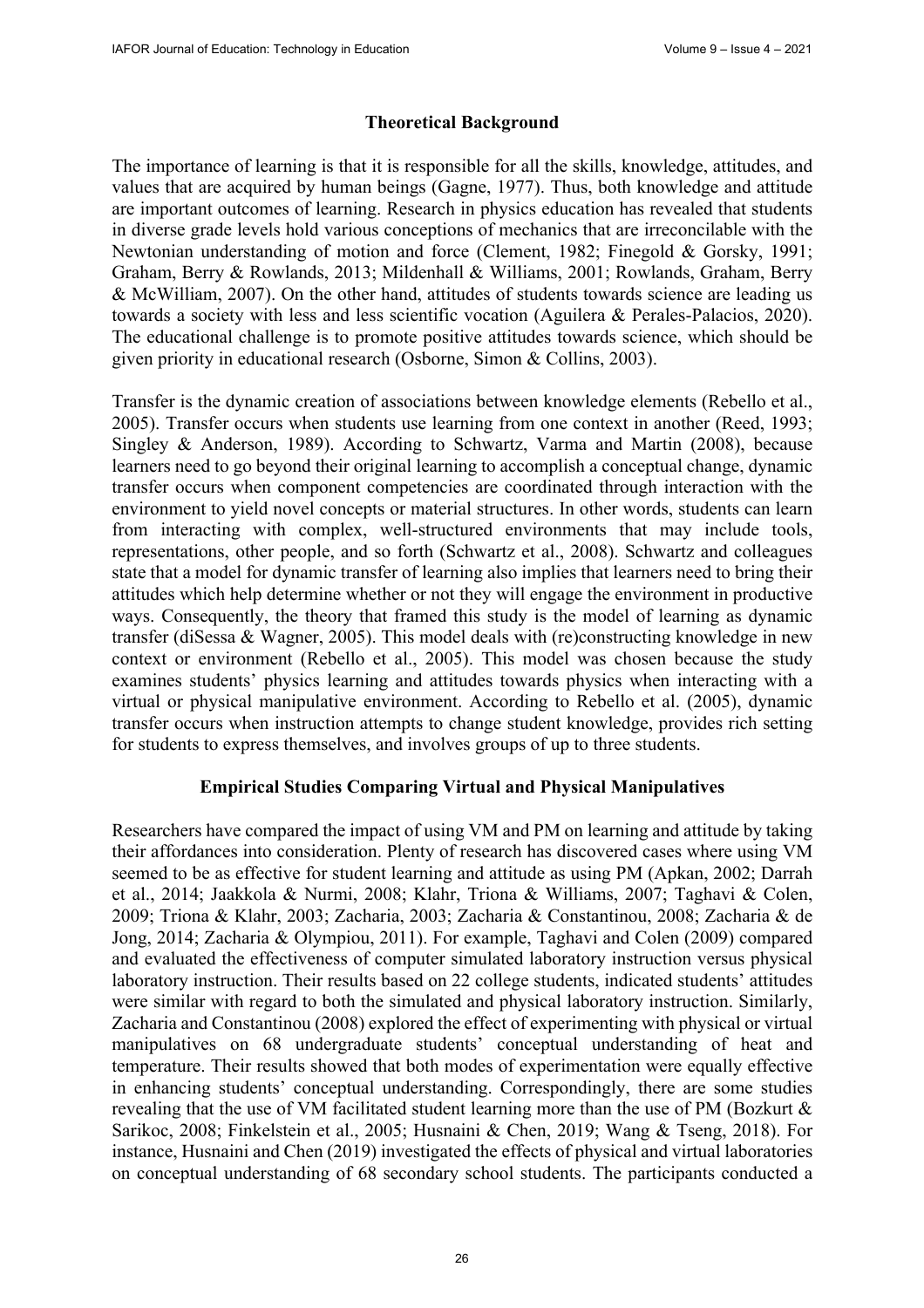## Theoretical Background

The importance of learning is that it is responsible for all the skills, knowledge, attitudes, and values that are acquired by human beings (Gagne, 1977). Thus, both knowledge and attitude are important outcomes of learning. Research in physics education has revealed that students in diverse grade levels hold various conceptions of mechanics that are irreconcilable with the Newtonian understanding of motion and force (Clement, 1982; Finegold & Gorsky, 1991; Graham, Berry & Rowlands, 2013; Mildenhall & Williams, 2001; Rowlands, Graham, Berry & McWilliam, 2007). On the other hand, attitudes of students towards science are leading us towards a society with less and less scientific vocation (Aguilera & Perales-Palacios, 2020). The educational challenge is to promote positive attitudes towards science, which should be given priority in educational research (Osborne, Simon & Collins, 2003).

Transfer is the dynamic creation of associations between knowledge elements (Rebello et al., 2005). Transfer occurs when students use learning from one context in another (Reed, 1993; Singley & Anderson, 1989). According to Schwartz, Varma and Martin (2008), because learners need to go beyond their original learning to accomplish a conceptual change, dynamic transfer occurs when component competencies are coordinated through interaction with the environment to yield novel concepts or material structures. In other words, students can learn from interacting with complex, well-structured environments that may include tools, representations, other people, and so forth (Schwartz et al., 2008). Schwartz and colleagues state that a model for dynamic transfer of learning also implies that learners need to bring their attitudes which help determine whether or not they will engage the environment in productive ways. Consequently, the theory that framed this study is the model of learning as dynamic transfer (diSessa & Wagner, 2005). This model deals with (re)constructing knowledge in new context or environment (Rebello et al., 2005). This model was chosen because the study examines students' physics learning and attitudes towards physics when interacting with a virtual or physical manipulative environment. According to Rebello et al. (2005), dynamic transfer occurs when instruction attempts to change student knowledge, provides rich setting for students to express themselves, and involves groups of up to three students.

## Empirical Studies Comparing Virtual and Physical Manipulatives

Researchers have compared the impact of using VM and PM on learning and attitude by taking their affordances into consideration. Plenty of research has discovered cases where using VM seemed to be as effective for student learning and attitude as using PM (Apkan, 2002; Darrah et al., 2014; Jaakkola & Nurmi, 2008; Klahr, Triona & Williams, 2007; Taghavi & Colen, 2009; Triona & Klahr, 2003; Zacharia, 2003; Zacharia & Constantinou, 2008; Zacharia & de Jong, 2014; Zacharia & Olympiou, 2011). For example, Taghavi and Colen (2009) compared and evaluated the effectiveness of computer simulated laboratory instruction versus physical laboratory instruction. Their results based on 22 college students, indicated students' attitudes were similar with regard to both the simulated and physical laboratory instruction. Similarly, Zacharia and Constantinou (2008) explored the effect of experimenting with physical or virtual manipulatives on 68 undergraduate students' conceptual understanding of heat and temperature. Their results showed that both modes of experimentation were equally effective in enhancing students' conceptual understanding. Correspondingly, there are some studies revealing that the use of VM facilitated student learning more than the use of PM (Bozkurt & Sarikoc, 2008; Finkelstein et al., 2005; Husnaini & Chen, 2019; Wang & Tseng, 2018). For instance, Husnaini and Chen (2019) investigated the effects of physical and virtual laboratories on conceptual understanding of 68 secondary school students. The participants conducted a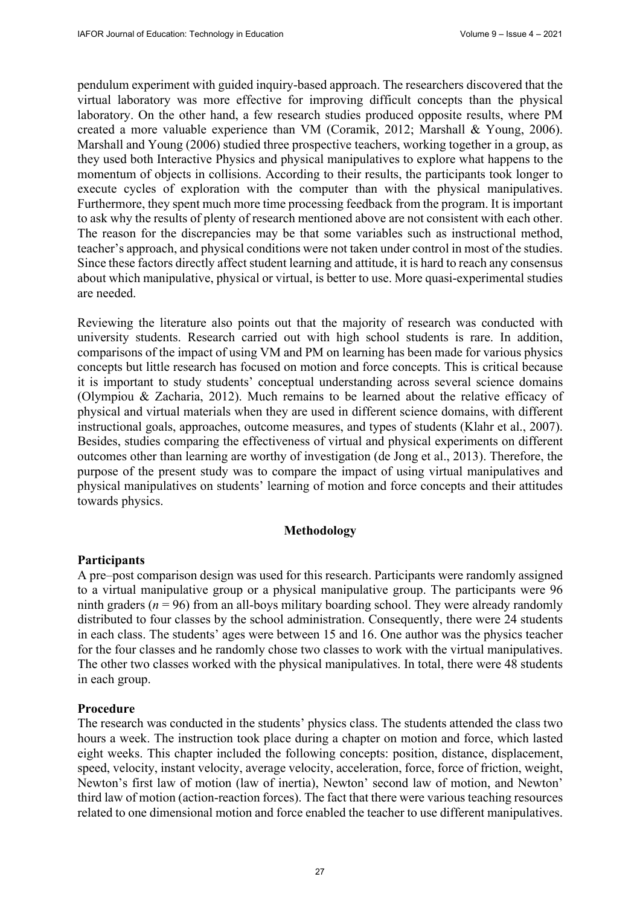pendulum experiment with guided inquiry-based approach. The researchers discovered that the virtual laboratory was more effective for improving difficult concepts than the physical laboratory. On the other hand, a few research studies produced opposite results, where PM created a more valuable experience than VM (Coramik, 2012; Marshall & Young, 2006). Marshall and Young (2006) studied three prospective teachers, working together in a group, as they used both Interactive Physics and physical manipulatives to explore what happens to the momentum of objects in collisions. According to their results, the participants took longer to execute cycles of exploration with the computer than with the physical manipulatives. Furthermore, they spent much more time processing feedback from the program. It is important to ask why the results of plenty of research mentioned above are not consistent with each other. The reason for the discrepancies may be that some variables such as instructional method, teacher's approach, and physical conditions were not taken under control in most of the studies. Since these factors directly affect student learning and attitude, it is hard to reach any consensus about which manipulative, physical or virtual, is better to use. More quasi-experimental studies are needed.

Reviewing the literature also points out that the majority of research was conducted with university students. Research carried out with high school students is rare. In addition, comparisons of the impact of using VM and PM on learning has been made for various physics concepts but little research has focused on motion and force concepts. This is critical because it is important to study students' conceptual understanding across several science domains (Olympiou & Zacharia, 2012). Much remains to be learned about the relative efficacy of physical and virtual materials when they are used in different science domains, with different instructional goals, approaches, outcome measures, and types of students (Klahr et al., 2007). Besides, studies comparing the effectiveness of virtual and physical experiments on different outcomes other than learning are worthy of investigation (de Jong et al., 2013). Therefore, the purpose of the present study was to compare the impact of using virtual manipulatives and physical manipulatives on students' learning of motion and force concepts and their attitudes towards physics.

## Methodology

### Participants

A pre–post comparison design was used for this research. Participants were randomly assigned to a virtual manipulative group or a physical manipulative group. The participants were 96 ninth graders ($n = 96$) from an all-boys military boarding school. They were already randomly distributed to four classes by the school administration. Consequently, there were 24 students in each class. The students' ages were between 15 and 16. One author was the physics teacher for the four classes and he randomly chose two classes to work with the virtual manipulatives. The other two classes worked with the physical manipulatives. In total, there were 48 students in each group.

### Procedure

The research was conducted in the students' physics class. The students attended the class two hours a week. The instruction took place during a chapter on motion and force, which lasted eight weeks. This chapter included the following concepts: position, distance, displacement, speed, velocity, instant velocity, average velocity, acceleration, force, force of friction, weight, Newton's first law of motion (law of inertia), Newton' second law of motion, and Newton' third law of motion (action-reaction forces). The fact that there were various teaching resources related to one dimensional motion and force enabled the teacher to use different manipulatives.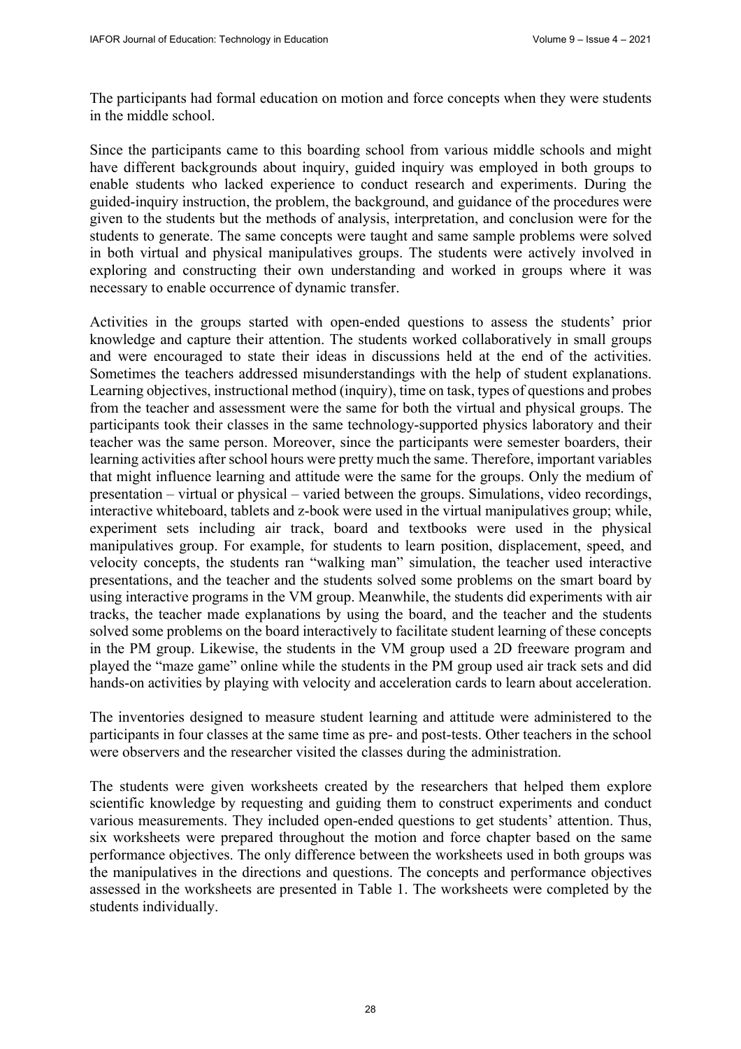The participants had formal education on motion and force concepts when they were students in the middle school.

Since the participants came to this boarding school from various middle schools and might have different backgrounds about inquiry, guided inquiry was employed in both groups to enable students who lacked experience to conduct research and experiments. During the guided-inquiry instruction, the problem, the background, and guidance of the procedures were given to the students but the methods of analysis, interpretation, and conclusion were for the students to generate. The same concepts were taught and same sample problems were solved in both virtual and physical manipulatives groups. The students were actively involved in exploring and constructing their own understanding and worked in groups where it was necessary to enable occurrence of dynamic transfer.

Activities in the groups started with open-ended questions to assess the students' prior knowledge and capture their attention. The students worked collaboratively in small groups and were encouraged to state their ideas in discussions held at the end of the activities. Sometimes the teachers addressed misunderstandings with the help of student explanations. Learning objectives, instructional method (inquiry), time on task, types of questions and probes from the teacher and assessment were the same for both the virtual and physical groups. The participants took their classes in the same technology-supported physics laboratory and their teacher was the same person. Moreover, since the participants were semester boarders, their learning activities after school hours were pretty much the same. Therefore, important variables that might influence learning and attitude were the same for the groups. Only the medium of presentation – virtual or physical – varied between the groups. Simulations, video recordings, interactive whiteboard, tablets and z-book were used in the virtual manipulatives group; while, experiment sets including air track, board and textbooks were used in the physical manipulatives group. For example, for students to learn position, displacement, speed, and velocity concepts, the students ran "walking man" simulation, the teacher used interactive presentations, and the teacher and the students solved some problems on the smart board by using interactive programs in the VM group. Meanwhile, the students did experiments with air tracks, the teacher made explanations by using the board, and the teacher and the students solved some problems on the board interactively to facilitate student learning of these concepts in the PM group. Likewise, the students in the VM group used a 2D freeware program and played the "maze game" online while the students in the PM group used air track sets and did hands-on activities by playing with velocity and acceleration cards to learn about acceleration.

The inventories designed to measure student learning and attitude were administered to the participants in four classes at the same time as pre- and post-tests. Other teachers in the school were observers and the researcher visited the classes during the administration.

The students were given worksheets created by the researchers that helped them explore scientific knowledge by requesting and guiding them to construct experiments and conduct various measurements. They included open-ended questions to get students' attention. Thus, six worksheets were prepared throughout the motion and force chapter based on the same performance objectives. The only difference between the worksheets used in both groups was the manipulatives in the directions and questions. The concepts and performance objectives assessed in the worksheets are presented in Table 1. The worksheets were completed by the students individually.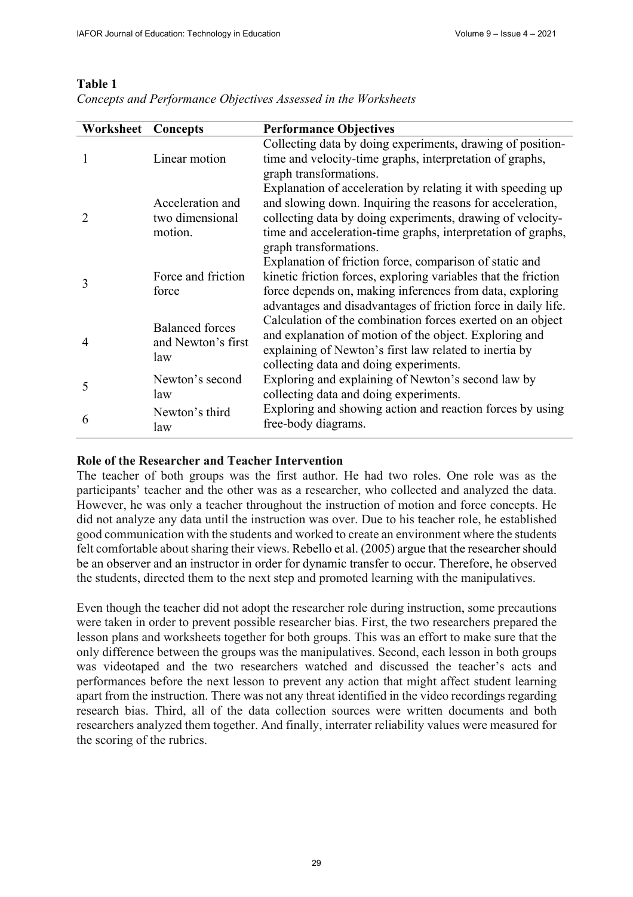**Table 1**
*Concepts and Performance Objectives Assessed in the Worksheets*

| Worksheet | Concepts | Performance Objectives |
|---|---|---|
| 1 | Linear motion | Collecting data by doing experiments, drawing of position-time and velocity-time graphs, interpretation of graphs, graph transformations. |
| 2 | Acceleration and two dimensional motion. | Explanation of acceleration by relating it with speeding up and slowing down. Inquiring the reasons for acceleration, collecting data by doing experiments, drawing of velocity-time and acceleration-time graphs, interpretation of graphs, graph transformations. |
| 3 | Force and friction force | Explanation of friction force, comparison of static and kinetic friction forces, exploring variables that the friction force depends on, making inferences from data, exploring advantages and disadvantages of friction force in daily life. |
| 4 | Balanced forces and Newton's first law | Calculation of the combination forces exerted on an object and explanation of motion of the object. Exploring and explaining of Newton's first law related to inertia by collecting data and doing experiments. |
| 5 | Newton's second law | Exploring and explaining of Newton's second law by collecting data and doing experiments. |
| 6 | Newton's third law | Exploring and showing action and reaction forces by using free-body diagrams. |

## Role of the Researcher and Teacher Intervention

The teacher of both groups was the first author. He had two roles. One role was as the participants' teacher and the other was as a researcher, who collected and analyzed the data. However, he was only a teacher throughout the instruction of motion and force concepts. He did not analyze any data until the instruction was over. Due to his teacher role, he established good communication with the students and worked to create an environment where the students felt comfortable about sharing their views. Rebello et al. (2005) argue that the researcher should be an observer and an instructor in order for dynamic transfer to occur. Therefore, he observed the students, directed them to the next step and promoted learning with the manipulatives.

Even though the teacher did not adopt the researcher role during instruction, some precautions were taken in order to prevent possible researcher bias. First, the two researchers prepared the lesson plans and worksheets together for both groups. This was an effort to make sure that the only difference between the groups was the manipulatives. Second, each lesson in both groups was videotaped and the two researchers watched and discussed the teacher's acts and performances before the next lesson to prevent any action that might affect student learning apart from the instruction. There was not any threat identified in the video recordings regarding research bias. Third, all of the data collection sources were written documents and both researchers analyzed them together. And finally, interrater reliability values were measured for the scoring of the rubrics.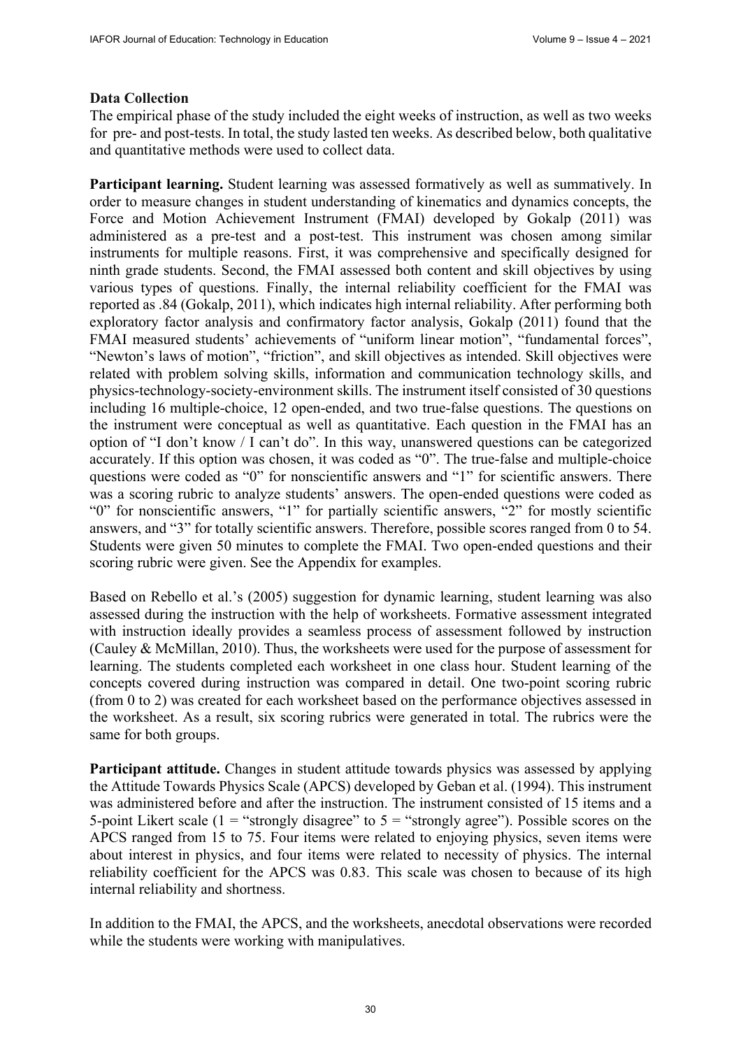**Data Collection**

The empirical phase of the study included the eight weeks of instruction, as well as two weeks for pre- and post-tests. In total, the study lasted ten weeks. As described below, both qualitative and quantitative methods were used to collect data.

**Participant learning.** Student learning was assessed formatively as well as summatively. In order to measure changes in student understanding of kinematics and dynamics concepts, the Force and Motion Achievement Instrument (FMAI) developed by Gokalp (2011) was administered as a pre-test and a post-test. This instrument was chosen among similar instruments for multiple reasons. First, it was comprehensive and specifically designed for ninth grade students. Second, the FMAI assessed both content and skill objectives by using various types of questions. Finally, the internal reliability coefficient for the FMAI was reported as .84 (Gokalp, 2011), which indicates high internal reliability. After performing both exploratory factor analysis and confirmatory factor analysis, Gokalp (2011) found that the FMAI measured students' achievements of "uniform linear motion", "fundamental forces", "Newton's laws of motion", "friction", and skill objectives as intended. Skill objectives were related with problem solving skills, information and communication technology skills, and physics-technology-society-environment skills. The instrument itself consisted of 30 questions including 16 multiple-choice, 12 open-ended, and two true-false questions. The questions on the instrument were conceptual as well as quantitative. Each question in the FMAI has an option of "I don't know / I can't do". In this way, unanswered questions can be categorized accurately. If this option was chosen, it was coded as "0". The true-false and multiple-choice questions were coded as "0" for nonscientific answers and "1" for scientific answers. There was a scoring rubric to analyze students' answers. The open-ended questions were coded as "0" for nonscientific answers, "1" for partially scientific answers, "2" for mostly scientific answers, and "3" for totally scientific answers. Therefore, possible scores ranged from 0 to 54. Students were given 50 minutes to complete the FMAI. Two open-ended questions and their scoring rubric were given. See the Appendix for examples.

Based on Rebello et al.'s (2005) suggestion for dynamic learning, student learning was also assessed during the instruction with the help of worksheets. Formative assessment integrated with instruction ideally provides a seamless process of assessment followed by instruction (Cauley & McMillan, 2010). Thus, the worksheets were used for the purpose of assessment for learning. The students completed each worksheet in one class hour. Student learning of the concepts covered during instruction was compared in detail. One two-point scoring rubric (from 0 to 2) was created for each worksheet based on the performance objectives assessed in the worksheet. As a result, six scoring rubrics were generated in total. The rubrics were the same for both groups.

**Participant attitude.** Changes in student attitude towards physics was assessed by applying the Attitude Towards Physics Scale (APCS) developed by Geban et al. (1994). This instrument was administered before and after the instruction. The instrument consisted of 15 items and a 5-point Likert scale (1 = "strongly disagree" to 5 = "strongly agree"). Possible scores on the APCS ranged from 15 to 75. Four items were related to enjoying physics, seven items were about interest in physics, and four items were related to necessity of physics. The internal reliability coefficient for the APCS was 0.83. This scale was chosen to because of its high internal reliability and shortness.

In addition to the FMAI, the APCS, and the worksheets, anecdotal observations were recorded while the students were working with manipulatives.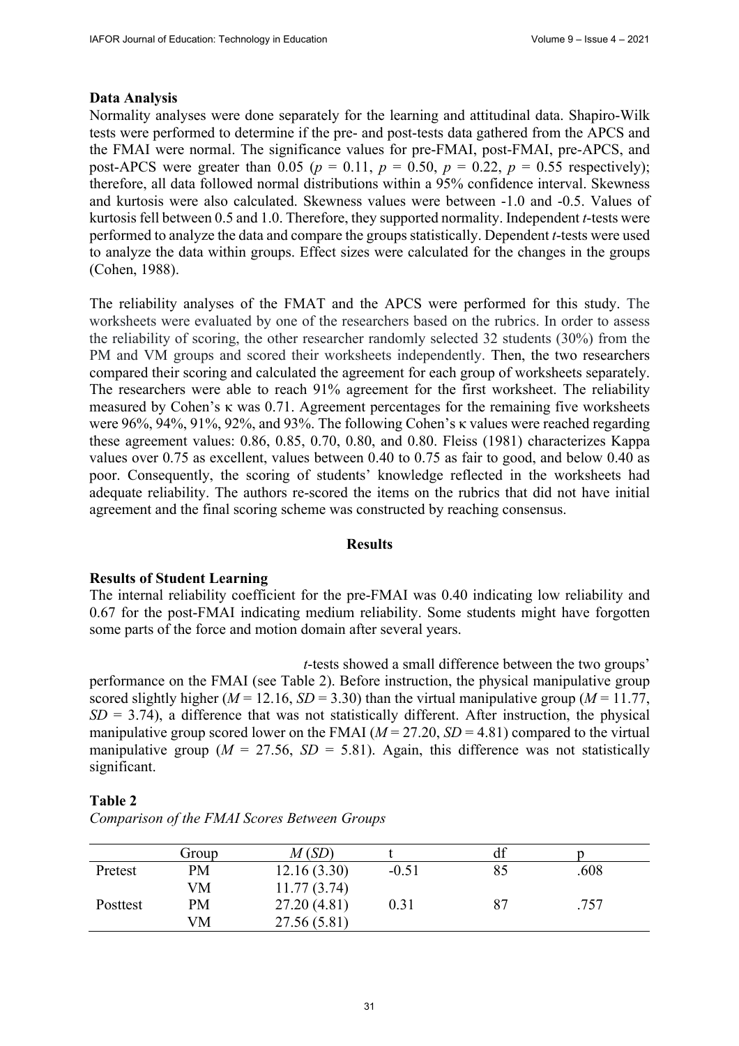### Data Analysis

Normality analyses were done separately for the learning and attitudinal data. Shapiro-Wilk tests were performed to determine if the pre- and post-tests data gathered from the APCS and the FMAI were normal. The significance values for pre-FMAI, post-FMAI, pre-APCS, and post-APCS were greater than 0.05 ($p$ = 0.11, $p$ = 0.50, $p$ = 0.22, $p$ = 0.55 respectively); therefore, all data followed normal distributions within a 95% confidence interval. Skewness and kurtosis were also calculated. Skewness values were between -1.0 and -0.5. Values of kurtosis fell between 0.5 and 1.0. Therefore, they supported normality. Independent $t$-tests were performed to analyze the data and compare the groups statistically. Dependent $t$-tests were used to analyze the data within groups. Effect sizes were calculated for the changes in the groups (Cohen, 1988).

The reliability analyses of the FMAT and the APCS were performed for this study. The worksheets were evaluated by one of the researchers based on the rubrics. In order to assess the reliability of scoring, the other researcher randomly selected 32 students (30%) from the PM and VM groups and scored their worksheets independently. Then, the two researchers compared their scoring and calculated the agreement for each group of worksheets separately. The researchers were able to reach 91% agreement for the first worksheet. The reliability measured by Cohen's κ was 0.71. Agreement percentages for the remaining five worksheets were 96%, 94%, 91%, 92%, and 93%. The following Cohen's κ values were reached regarding these agreement values: 0.86, 0.85, 0.70, 0.80, and 0.80. Fleiss (1981) characterizes Kappa values over 0.75 as excellent, values between 0.40 to 0.75 as fair to good, and below 0.40 as poor. Consequently, the scoring of students' knowledge reflected in the worksheets had adequate reliability. The authors re-scored the items on the rubrics that did not have initial agreement and the final scoring scheme was constructed by reaching consensus.

## Results

### Results of Student Learning

The internal reliability coefficient for the pre-FMAI was 0.40 indicating low reliability and 0.67 for the post-FMAI indicating medium reliability. Some students might have forgotten some parts of the force and motion domain after several years.

$t$-tests showed a small difference between the two groups' performance on the FMAI (see Table 2). Before instruction, the physical manipulative group scored slightly higher ($M$ = 12.16, $SD$ = 3.30) than the virtual manipulative group ($M$ = 11.77, $SD$ = 3.74), a difference that was not statistically different. After instruction, the physical manipulative group scored lower on the FMAI ($M$ = 27.20, $SD$ = 4.81) compared to the virtual manipulative group ($M$ = 27.56, $SD$ = 5.81). Again, this difference was not statistically significant.

**Table 2**

*Comparison of the FMAI Scores Between Groups*

| | Group | *M* (*SD*) | t | df | p |
|---|---|---|---|---|---|
| Pretest | PM | 12.16 (3.30) | -0.51 | 85 | .608 |
| | VM | 11.77 (3.74) | | | |
| Posttest | PM | 27.20 (4.81) | 0.31 | 87 | .757 |
| | VM | 27.56 (5.81) | | | |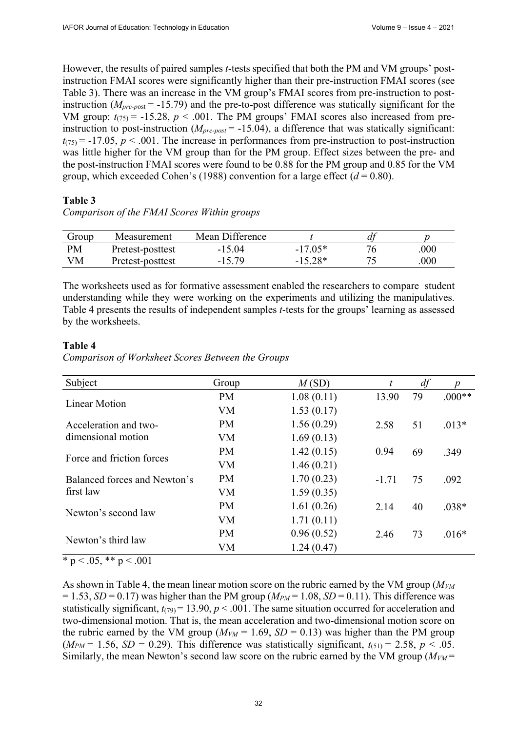However, the results of paired samples *t*-tests specified that both the PM and VM groups' post-instruction FMAI scores were significantly higher than their pre-instruction FMAI scores (see Table 3). There was an increase in the VM group's FMAI scores from pre-instruction to post-instruction ($M_{pre\text{-}post} = -15.79$) and the pre-to-post difference was statically significant for the VM group: $t_{(75)} = -15.28$, $p < .001$. The PM groups' FMAI scores also increased from pre-instruction to post-instruction ($M_{pre\text{-}post} = -15.04$), a difference that was statically significant: $t_{(75)} = -17.05$, $p < .001$. The increase in performances from pre-instruction to post-instruction was little higher for the VM group than for the PM group. Effect sizes between the pre- and the post-instruction FMAI scores were found to be 0.88 for the PM group and 0.85 for the VM group, which exceeded Cohen's (1988) convention for a large effect ($d = 0.80$).

**Table 3**

*Comparison of the FMAI Scores Within groups*

| Group | Measurement | Mean Difference | *t* | *df* | *p* |
|---|---|---|---|---|---|
| PM | Pretest-posttest | -15.04 | -17.05* | 76 | .000 |
| VM | Pretest-posttest | -15.79 | -15.28* | 75 | .000 |

The worksheets used as for formative assessment enabled the researchers to compare student understanding while they were working on the experiments and utilizing the manipulatives. Table 4 presents the results of independent samples *t*-tests for the groups' learning as assessed by the worksheets.

**Table 4**

*Comparison of Worksheet Scores Between the Groups*

| Subject | Group | *M* (SD) | *t* | *df* | *p* |
|---|---|---|---|---|---|
| Linear Motion | PM | 1.08 (0.11) | 13.90 | 79 | .000** |
| | VM | 1.53 (0.17) | | | |
| Acceleration and two-dimensional motion | PM | 1.56 (0.29) | 2.58 | 51 | .013* |
| | VM | 1.69 (0.13) | | | |
| Force and friction forces | PM | 1.42 (0.15) | 0.94 | 69 | .349 |
| | VM | 1.46 (0.21) | | | |
| Balanced forces and Newton's first law | PM | 1.70 (0.23) | -1.71 | 75 | .092 |
| | VM | 1.59 (0.35) | | | |
| Newton's second law | PM | 1.61 (0.26) | 2.14 | 40 | .038* |
| | VM | 1.71 (0.11) | | | |
| Newton's third law | PM | 0.96 (0.52) | 2.46 | 73 | .016* |
| | VM | 1.24 (0.47) | | | |

\* p < .05, ** p < .001

As shown in Table 4, the mean linear motion score on the rubric earned by the VM group ($M_{VM} = 1.53$, $SD = 0.17$) was higher than the PM group ($M_{PM} = 1.08$, $SD = 0.11$). This difference was statistically significant, $t_{(79)} = 13.90$, $p < .001$. The same situation occurred for acceleration and two-dimensional motion. That is, the mean acceleration and two-dimensional motion score on the rubric earned by the VM group ($M_{VM} = 1.69$, $SD = 0.13$) was higher than the PM group ($M_{PM} = 1.56$, $SD = 0.29$). This difference was statistically significant, $t_{(51)} = 2.58$, $p < .05$. Similarly, the mean Newton's second law score on the rubric earned by the VM group ($M_{VM} =$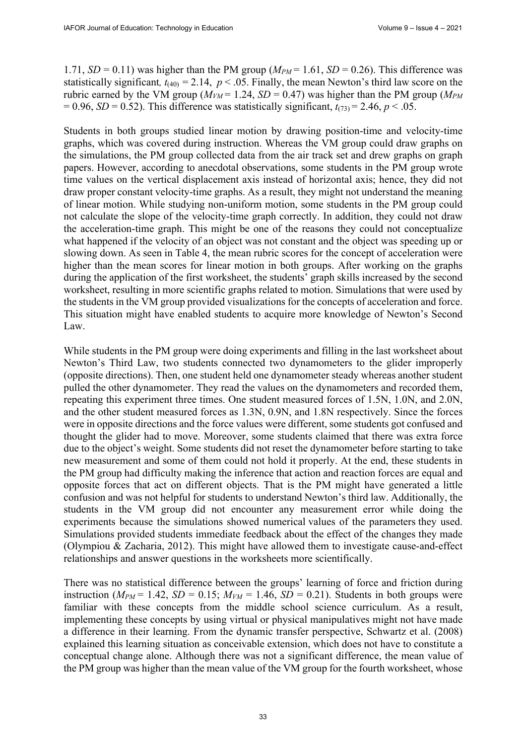1.71, $SD = 0.11$) was higher than the PM group ($M_{PM} = 1.61$, $SD = 0.26$). This difference was statistically significant, $t_{(40)} = 2.14$, $p < .05$. Finally, the mean Newton's third law score on the rubric earned by the VM group ($M_{VM} = 1.24$, $SD = 0.47$) was higher than the PM group ($M_{PM} = 0.96$, $SD = 0.52$). This difference was statistically significant, $t_{(73)} = 2.46$, $p < .05$.

Students in both groups studied linear motion by drawing position-time and velocity-time graphs, which was covered during instruction. Whereas the VM group could draw graphs on the simulations, the PM group collected data from the air track set and drew graphs on graph papers. However, according to anecdotal observations, some students in the PM group wrote time values on the vertical displacement axis instead of horizontal axis; hence, they did not draw proper constant velocity-time graphs. As a result, they might not understand the meaning of linear motion. While studying non-uniform motion, some students in the PM group could not calculate the slope of the velocity-time graph correctly. In addition, they could not draw the acceleration-time graph. This might be one of the reasons they could not conceptualize what happened if the velocity of an object was not constant and the object was speeding up or slowing down. As seen in Table 4, the mean rubric scores for the concept of acceleration were higher than the mean scores for linear motion in both groups. After working on the graphs during the application of the first worksheet, the students' graph skills increased by the second worksheet, resulting in more scientific graphs related to motion. Simulations that were used by the students in the VM group provided visualizations for the concepts of acceleration and force. This situation might have enabled students to acquire more knowledge of Newton's Second Law.

While students in the PM group were doing experiments and filling in the last worksheet about Newton's Third Law, two students connected two dynamometers to the glider improperly (opposite directions). Then, one student held one dynamometer steady whereas another student pulled the other dynamometer. They read the values on the dynamometers and recorded them, repeating this experiment three times. One student measured forces of 1.5N, 1.0N, and 2.0N, and the other student measured forces as 1.3N, 0.9N, and 1.8N respectively. Since the forces were in opposite directions and the force values were different, some students got confused and thought the glider had to move. Moreover, some students claimed that there was extra force due to the object's weight. Some students did not reset the dynamometer before starting to take new measurement and some of them could not hold it properly. At the end, these students in the PM group had difficulty making the inference that action and reaction forces are equal and opposite forces that act on different objects. That is the PM might have generated a little confusion and was not helpful for students to understand Newton's third law. Additionally, the students in the VM group did not encounter any measurement error while doing the experiments because the simulations showed numerical values of the parameters they used. Simulations provided students immediate feedback about the effect of the changes they made (Olympiou & Zacharia, 2012). This might have allowed them to investigate cause-and-effect relationships and answer questions in the worksheets more scientifically.

There was no statistical difference between the groups' learning of force and friction during instruction ($M_{PM} = 1.42$, $SD = 0.15$; $M_{VM} = 1.46$, $SD = 0.21$). Students in both groups were familiar with these concepts from the middle school science curriculum. As a result, implementing these concepts by using virtual or physical manipulatives might not have made a difference in their learning. From the dynamic transfer perspective, Schwartz et al. (2008) explained this learning situation as conceivable extension, which does not have to constitute a conceptual change alone. Although there was not a significant difference, the mean value of the PM group was higher than the mean value of the VM group for the fourth worksheet, whose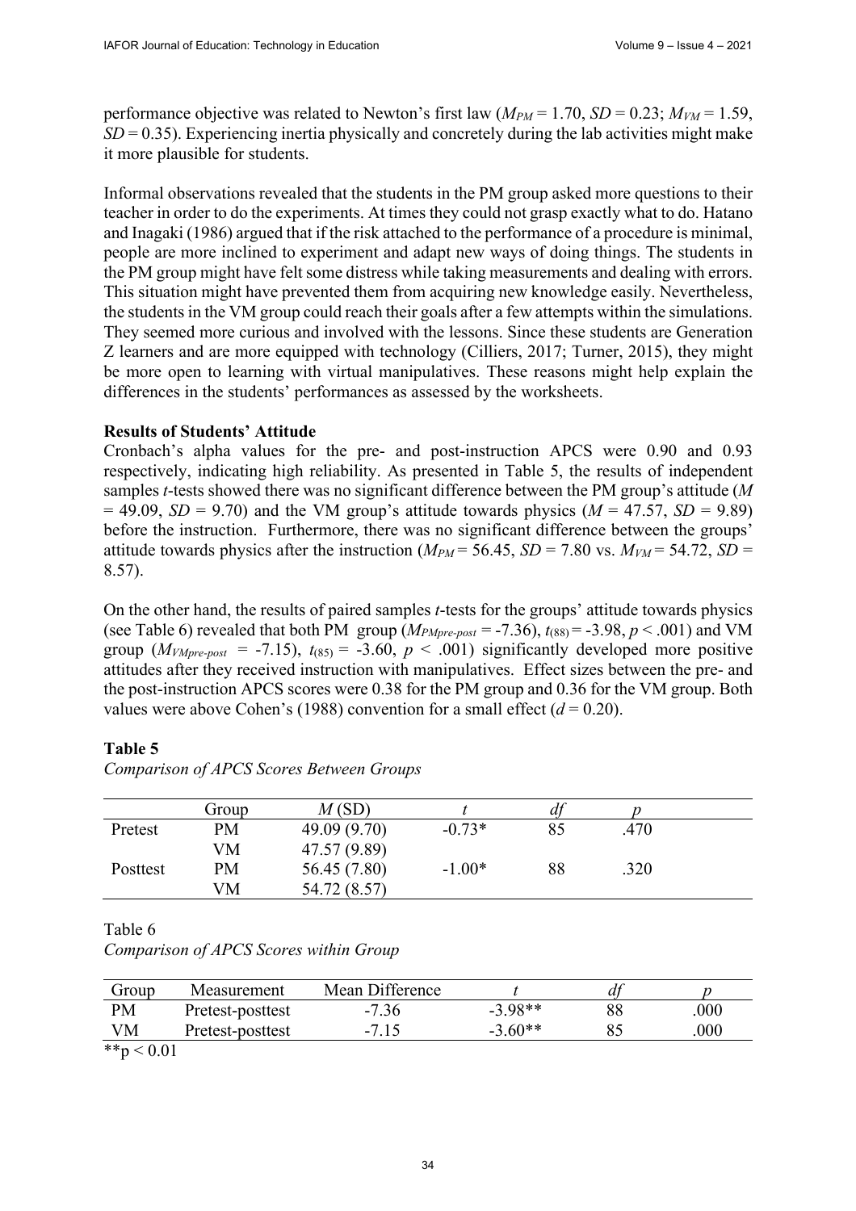performance objective was related to Newton's first law ($M_{PM} = 1.70$, $SD = 0.23$; $M_{VM} = 1.59$, $SD = 0.35$). Experiencing inertia physically and concretely during the lab activities might make it more plausible for students.

Informal observations revealed that the students in the PM group asked more questions to their teacher in order to do the experiments. At times they could not grasp exactly what to do. Hatano and Inagaki (1986) argued that if the risk attached to the performance of a procedure is minimal, people are more inclined to experiment and adapt new ways of doing things. The students in the PM group might have felt some distress while taking measurements and dealing with errors. This situation might have prevented them from acquiring new knowledge easily. Nevertheless, the students in the VM group could reach their goals after a few attempts within the simulations. They seemed more curious and involved with the lessons. Since these students are Generation Z learners and are more equipped with technology (Cilliers, 2017; Turner, 2015), they might be more open to learning with virtual manipulatives. These reasons might help explain the differences in the students' performances as assessed by the worksheets.

**Results of Students' Attitude**

Cronbach's alpha values for the pre- and post-instruction APCS were 0.90 and 0.93 respectively, indicating high reliability. As presented in Table 5, the results of independent samples *t*-tests showed there was no significant difference between the PM group's attitude ($M = 49.09$, $SD = 9.70$) and the VM group's attitude towards physics ($M = 47.57$, $SD = 9.89$) before the instruction. Furthermore, there was no significant difference between the groups' attitude towards physics after the instruction ($M_{PM} = 56.45$, $SD = 7.80$ vs. $M_{VM} = 54.72$, $SD = 8.57$).

On the other hand, the results of paired samples *t*-tests for the groups' attitude towards physics (see Table 6) revealed that both PM group ($M_{PMpre\text{-}post} = -7.36$), $t_{(88)} = -3.98$, $p < .001$) and VM group ($M_{VMpre\text{-}post} = -7.15$), $t_{(85)} = -3.60$, $p < .001$) significantly developed more positive attitudes after they received instruction with manipulatives. Effect sizes between the pre- and the post-instruction APCS scores were 0.38 for the PM group and 0.36 for the VM group. Both values were above Cohen's (1988) convention for a small effect ($d = 0.20$).

**Table 5**

*Comparison of APCS Scores Between Groups*

| | Group | *M* (SD) | *t* | *df* | *p* |
|---|---|---|---|---|---|
| Pretest | PM | 49.09 (9.70) | -0.73* | 85 | .470 |
| | VM | 47.57 (9.89) | | | |
| Posttest | PM | 56.45 (7.80) | -1.00* | 88 | .320 |
| | VM | 54.72 (8.57) | | | |

Table 6

*Comparison of APCS Scores within Group*

| Group | Measurement | Mean Difference | *t* | *df* | *p* |
|---|---|---|---|---|---|
| PM | Pretest-posttest | -7.36 | -3.98** | 88 | .000 |
| VM | Pretest-posttest | -7.15 | -3.60** | 85 | .000 |

**$p < 0.01$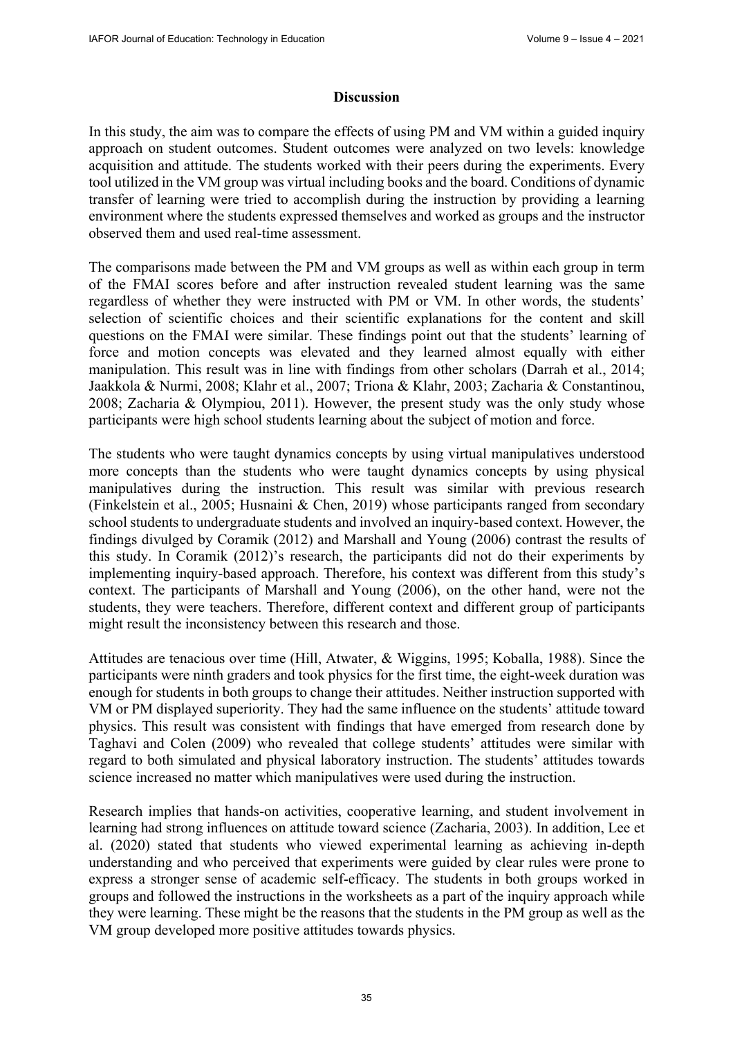## Discussion

In this study, the aim was to compare the effects of using PM and VM within a guided inquiry approach on student outcomes. Student outcomes were analyzed on two levels: knowledge acquisition and attitude. The students worked with their peers during the experiments. Every tool utilized in the VM group was virtual including books and the board. Conditions of dynamic transfer of learning were tried to accomplish during the instruction by providing a learning environment where the students expressed themselves and worked as groups and the instructor observed them and used real-time assessment.

The comparisons made between the PM and VM groups as well as within each group in term of the FMAI scores before and after instruction revealed student learning was the same regardless of whether they were instructed with PM or VM. In other words, the students' selection of scientific choices and their scientific explanations for the content and skill questions on the FMAI were similar. These findings point out that the students' learning of force and motion concepts was elevated and they learned almost equally with either manipulation. This result was in line with findings from other scholars (Darrah et al., 2014; Jaakkola & Nurmi, 2008; Klahr et al., 2007; Triona & Klahr, 2003; Zacharia & Constantinou, 2008; Zacharia & Olympiou, 2011). However, the present study was the only study whose participants were high school students learning about the subject of motion and force.

The students who were taught dynamics concepts by using virtual manipulatives understood more concepts than the students who were taught dynamics concepts by using physical manipulatives during the instruction. This result was similar with previous research (Finkelstein et al., 2005; Husnaini & Chen, 2019) whose participants ranged from secondary school students to undergraduate students and involved an inquiry-based context. However, the findings divulged by Coramik (2012) and Marshall and Young (2006) contrast the results of this study. In Coramik (2012)'s research, the participants did not do their experiments by implementing inquiry-based approach. Therefore, his context was different from this study's context. The participants of Marshall and Young (2006), on the other hand, were not the students, they were teachers. Therefore, different context and different group of participants might result the inconsistency between this research and those.

Attitudes are tenacious over time (Hill, Atwater, & Wiggins, 1995; Koballa, 1988). Since the participants were ninth graders and took physics for the first time, the eight-week duration was enough for students in both groups to change their attitudes. Neither instruction supported with VM or PM displayed superiority. They had the same influence on the students' attitude toward physics. This result was consistent with findings that have emerged from research done by Taghavi and Colen (2009) who revealed that college students' attitudes were similar with regard to both simulated and physical laboratory instruction. The students' attitudes towards science increased no matter which manipulatives were used during the instruction.

Research implies that hands-on activities, cooperative learning, and student involvement in learning had strong influences on attitude toward science (Zacharia, 2003). In addition, Lee et al. (2020) stated that students who viewed experimental learning as achieving in-depth understanding and who perceived that experiments were guided by clear rules were prone to express a stronger sense of academic self-efficacy. The students in both groups worked in groups and followed the instructions in the worksheets as a part of the inquiry approach while they were learning. These might be the reasons that the students in the PM group as well as the VM group developed more positive attitudes towards physics.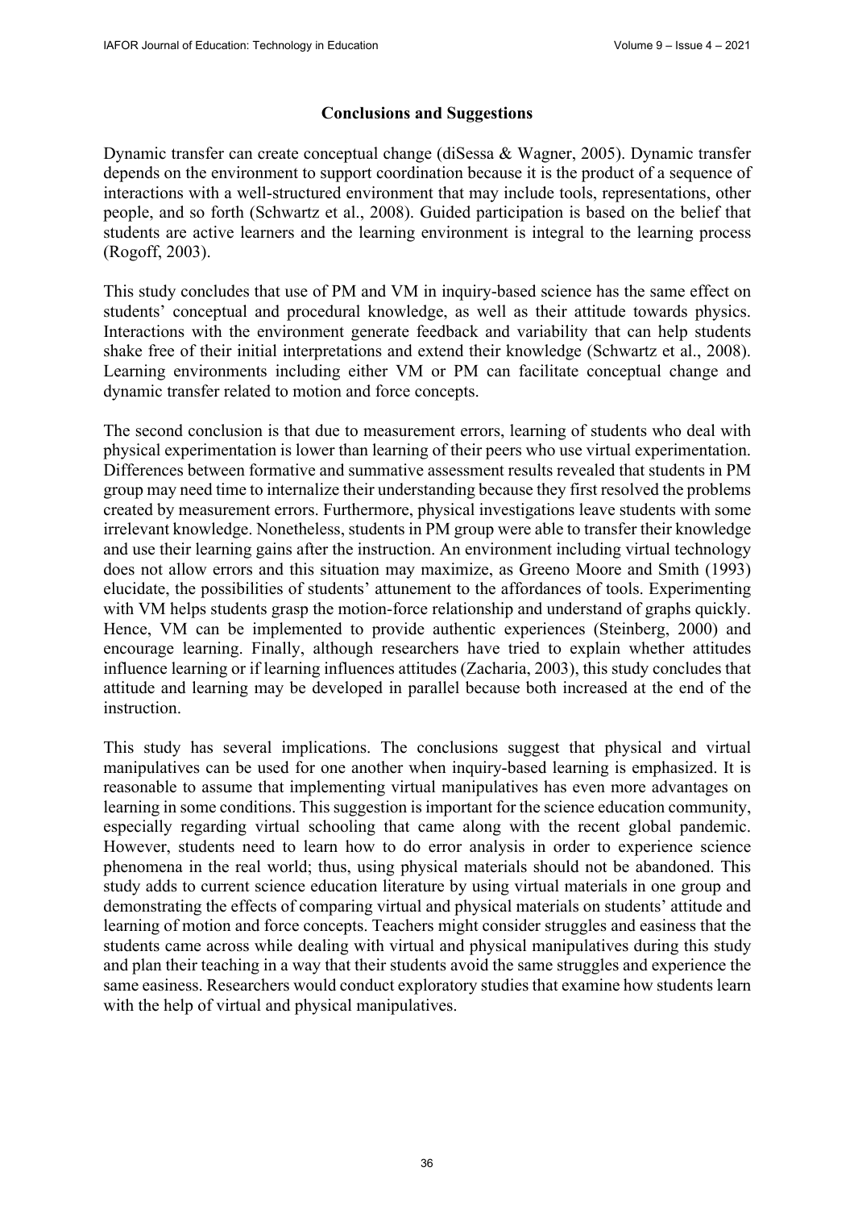## Conclusions and Suggestions

Dynamic transfer can create conceptual change (diSessa & Wagner, 2005). Dynamic transfer depends on the environment to support coordination because it is the product of a sequence of interactions with a well-structured environment that may include tools, representations, other people, and so forth (Schwartz et al., 2008). Guided participation is based on the belief that students are active learners and the learning environment is integral to the learning process (Rogoff, 2003).

This study concludes that use of PM and VM in inquiry-based science has the same effect on students' conceptual and procedural knowledge, as well as their attitude towards physics. Interactions with the environment generate feedback and variability that can help students shake free of their initial interpretations and extend their knowledge (Schwartz et al., 2008). Learning environments including either VM or PM can facilitate conceptual change and dynamic transfer related to motion and force concepts.

The second conclusion is that due to measurement errors, learning of students who deal with physical experimentation is lower than learning of their peers who use virtual experimentation. Differences between formative and summative assessment results revealed that students in PM group may need time to internalize their understanding because they first resolved the problems created by measurement errors. Furthermore, physical investigations leave students with some irrelevant knowledge. Nonetheless, students in PM group were able to transfer their knowledge and use their learning gains after the instruction. An environment including virtual technology does not allow errors and this situation may maximize, as Greeno Moore and Smith (1993) elucidate, the possibilities of students' attunement to the affordances of tools. Experimenting with VM helps students grasp the motion-force relationship and understand of graphs quickly. Hence, VM can be implemented to provide authentic experiences (Steinberg, 2000) and encourage learning. Finally, although researchers have tried to explain whether attitudes influence learning or if learning influences attitudes (Zacharia, 2003), this study concludes that attitude and learning may be developed in parallel because both increased at the end of the instruction.

This study has several implications. The conclusions suggest that physical and virtual manipulatives can be used for one another when inquiry-based learning is emphasized. It is reasonable to assume that implementing virtual manipulatives has even more advantages on learning in some conditions. This suggestion is important for the science education community, especially regarding virtual schooling that came along with the recent global pandemic. However, students need to learn how to do error analysis in order to experience science phenomena in the real world; thus, using physical materials should not be abandoned. This study adds to current science education literature by using virtual materials in one group and demonstrating the effects of comparing virtual and physical materials on students' attitude and learning of motion and force concepts. Teachers might consider struggles and easiness that the students came across while dealing with virtual and physical manipulatives during this study and plan their teaching in a way that their students avoid the same struggles and experience the same easiness. Researchers would conduct exploratory studies that examine how students learn with the help of virtual and physical manipulatives.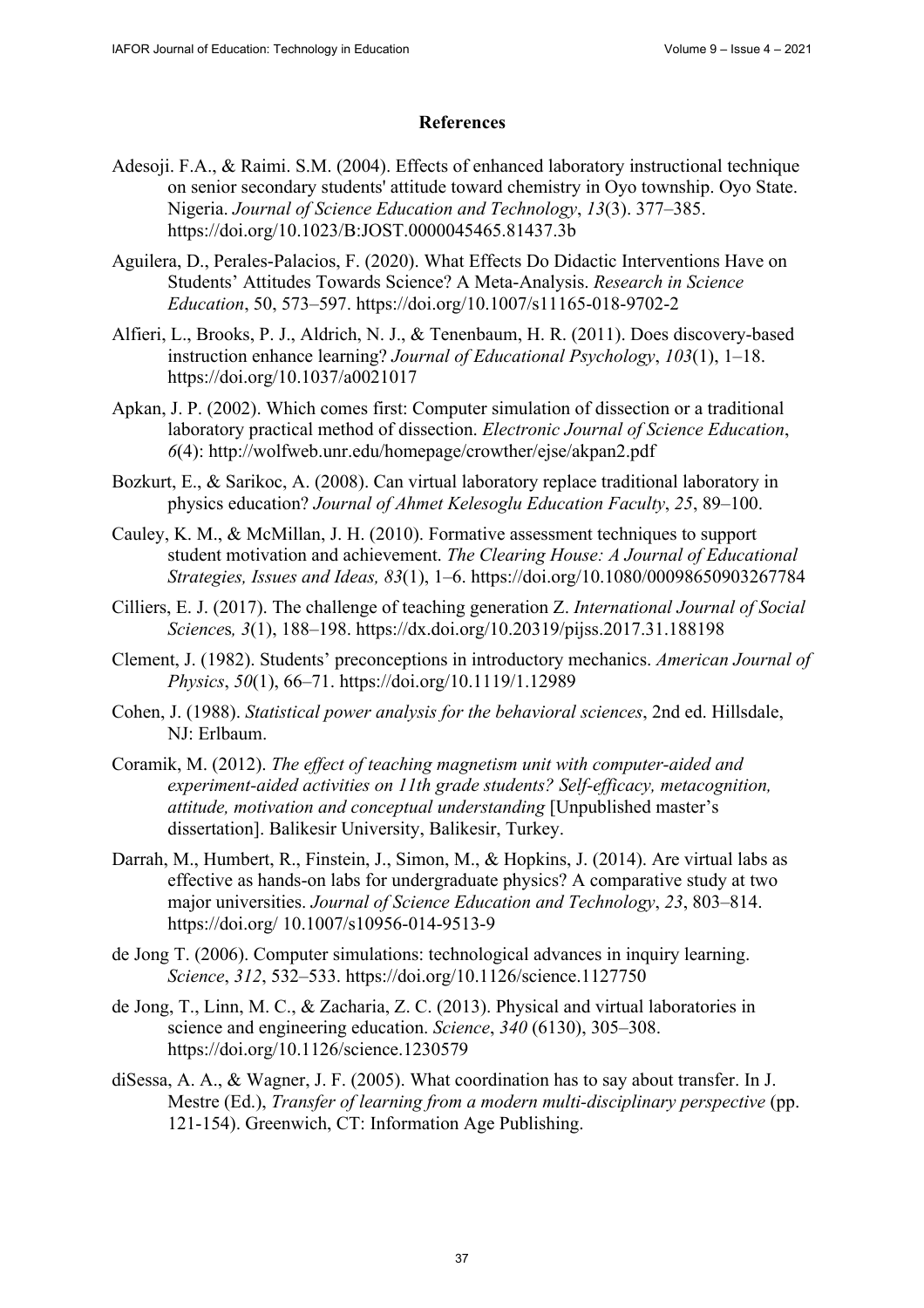## References

Adesoji. F.A., & Raimi. S.M. (2004). Effects of enhanced laboratory instructional technique on senior secondary students' attitude toward chemistry in Oyo township. Oyo State. Nigeria. *Journal of Science Education and Technology*, *13*(3). 377–385. https://doi.org/10.1023/B:JOST.0000045465.81437.3b

Aguilera, D., Perales-Palacios, F. (2020). What Effects Do Didactic Interventions Have on Students' Attitudes Towards Science? A Meta-Analysis. *Research in Science Education*, 50, 573–597. https://doi.org/10.1007/s11165-018-9702-2

Alfieri, L., Brooks, P. J., Aldrich, N. J., & Tenenbaum, H. R. (2011). Does discovery-based instruction enhance learning? *Journal of Educational Psychology*, *103*(1), 1–18. https://doi.org/10.1037/a0021017

Apkan, J. P. (2002). Which comes first: Computer simulation of dissection or a traditional laboratory practical method of dissection. *Electronic Journal of Science Education*, *6*(4): http://wolfweb.unr.edu/homepage/crowther/ejse/akpan2.pdf

Bozkurt, E., & Sarikoc, A. (2008). Can virtual laboratory replace traditional laboratory in physics education? *Journal of Ahmet Kelesoglu Education Faculty*, *25*, 89–100.

Cauley, K. M., & McMillan, J. H. (2010). Formative assessment techniques to support student motivation and achievement. *The Clearing House: A Journal of Educational Strategies, Issues and Ideas, 83*(1), 1–6. https://doi.org/10.1080/00098650903267784

Cilliers, E. J. (2017). The challenge of teaching generation Z. *International Journal of Social Science*s*, 3*(1), 188–198. https://dx.doi.org/10.20319/pijss.2017.31.188198

Clement, J. (1982). Students' preconceptions in introductory mechanics. *American Journal of Physics*, *50*(1), 66–71. https://doi.org/10.1119/1.12989

Cohen, J. (1988). *Statistical power analysis for the behavioral sciences*, 2nd ed. Hillsdale, NJ: Erlbaum.

Coramik, M. (2012). *The effect of teaching magnetism unit with computer-aided and experiment-aided activities on 11th grade students? Self-efficacy, metacognition, attitude, motivation and conceptual understanding* [Unpublished master's dissertation]. Balikesir University, Balikesir, Turkey.

Darrah, M., Humbert, R., Finstein, J., Simon, M., & Hopkins, J. (2014). Are virtual labs as effective as hands-on labs for undergraduate physics? A comparative study at two major universities. *Journal of Science Education and Technology*, *23*, 803–814. https://doi.org/ 10.1007/s10956-014-9513-9

de Jong T. (2006). Computer simulations: technological advances in inquiry learning. *Science*, *312*, 532–533. https://doi.org/10.1126/science.1127750

de Jong, T., Linn, M. C., & Zacharia, Z. C. (2013). Physical and virtual laboratories in science and engineering education. *Science*, *340* (6130), 305–308. https://doi.org/10.1126/science.1230579

diSessa, A. A., & Wagner, J. F. (2005). What coordination has to say about transfer. In J. Mestre (Ed.), *Transfer of learning from a modern multi-disciplinary perspective* (pp. 121-154). Greenwich, CT: Information Age Publishing.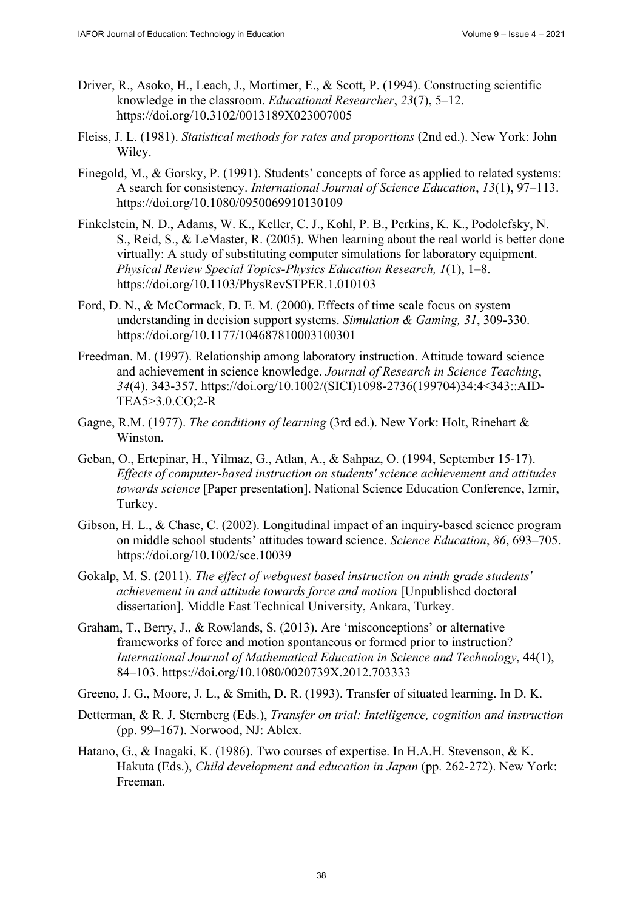Driver, R., Asoko, H., Leach, J., Mortimer, E., & Scott, P. (1994). Constructing scientific knowledge in the classroom. *Educational Researcher*, *23*(7), 5–12. https://doi.org/10.3102/0013189X023007005

Fleiss, J. L. (1981). *Statistical methods for rates and proportions* (2nd ed.). New York: John Wiley.

Finegold, M., & Gorsky, P. (1991). Students' concepts of force as applied to related systems: A search for consistency. *International Journal of Science Education*, *13*(1), 97–113. https://doi.org/10.1080/0950069910130109

Finkelstein, N. D., Adams, W. K., Keller, C. J., Kohl, P. B., Perkins, K. K., Podolefsky, N. S., Reid, S., & LeMaster, R. (2005). When learning about the real world is better done virtually: A study of substituting computer simulations for laboratory equipment. *Physical Review Special Topics-Physics Education Research, 1*(1), 1–8. https://doi.org/10.1103/PhysRevSTPER.1.010103

Ford, D. N., & McCormack, D. E. M. (2000). Effects of time scale focus on system understanding in decision support systems. *Simulation & Gaming, 31*, 309-330. https://doi.org/10.1177/104687810003100301

Freedman. M. (1997). Relationship among laboratory instruction. Attitude toward science and achievement in science knowledge. *Journal of Research in Science Teaching*, *34*(4). 343-357. https://doi.org/10.1002/(SICI)1098-2736(199704)34:4<343::AID-TEA5>3.0.CO;2-R

Gagne, R.M. (1977). *The conditions of learning* (3rd ed.). New York: Holt, Rinehart & Winston.

Geban, O., Ertepinar, H., Yilmaz, G., Atlan, A., & Sahpaz, O. (1994, September 15-17). *Effects of computer-based instruction on students' science achievement and attitudes towards science* [Paper presentation]. National Science Education Conference, Izmir, Turkey.

Gibson, H. L., & Chase, C. (2002). Longitudinal impact of an inquiry-based science program on middle school students' attitudes toward science. *Science Education*, *86*, 693–705. https://doi.org/10.1002/sce.10039

Gokalp, M. S. (2011). *The effect of webquest based instruction on ninth grade students' achievement in and attitude towards force and motion* [Unpublished doctoral dissertation]. Middle East Technical University, Ankara, Turkey.

Graham, T., Berry, J., & Rowlands, S. (2013). Are 'misconceptions' or alternative frameworks of force and motion spontaneous or formed prior to instruction? *International Journal of Mathematical Education in Science and Technology*, 44(1), 84–103. https://doi.org/10.1080/0020739X.2012.703333

Greeno, J. G., Moore, J. L., & Smith, D. R. (1993). Transfer of situated learning. In D. K.

Detterman, & R. J. Sternberg (Eds.), *Transfer on trial: Intelligence, cognition and instruction* (pp. 99–167). Norwood, NJ: Ablex.

Hatano, G., & Inagaki, K. (1986). Two courses of expertise. In H.A.H. Stevenson, & K. Hakuta (Eds.), *Child development and education in Japan* (pp. 262-272). New York: Freeman.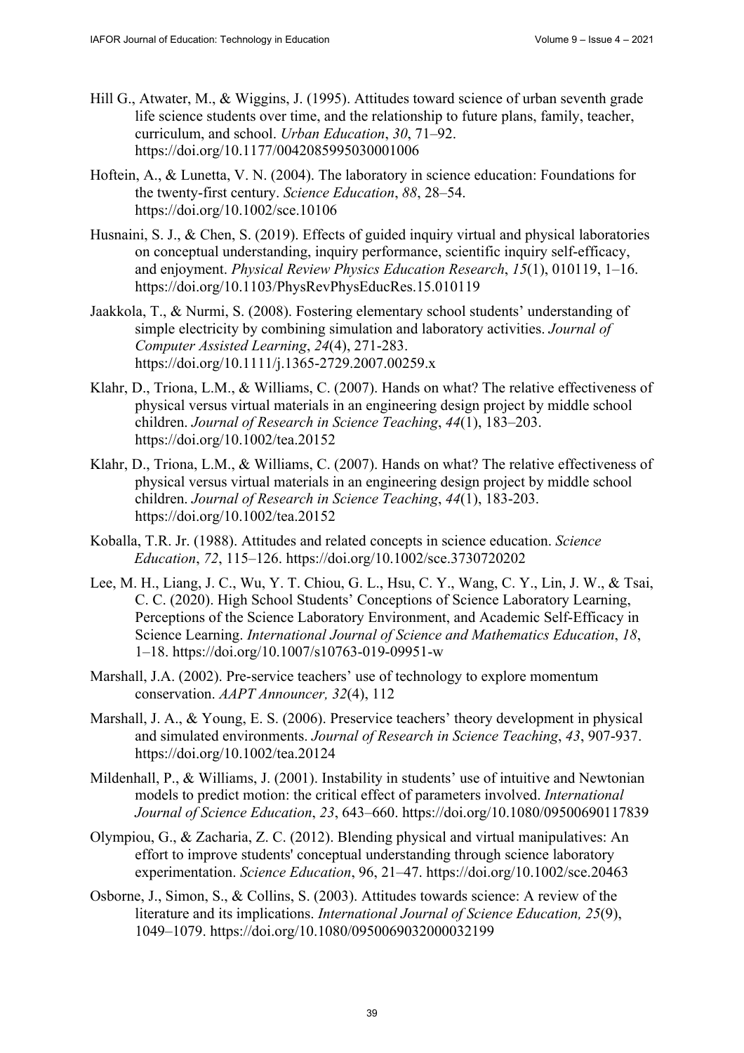Hill G., Atwater, M., & Wiggins, J. (1995). Attitudes toward science of urban seventh grade life science students over time, and the relationship to future plans, family, teacher, curriculum, and school. *Urban Education*, *30*, 71–92. https://doi.org/10.1177/0042085995030001006

Hoftein, A., & Lunetta, V. N. (2004). The laboratory in science education: Foundations for the twenty-first century. *Science Education*, *88*, 28–54. https://doi.org/10.1002/sce.10106

Husnaini, S. J., & Chen, S. (2019). Effects of guided inquiry virtual and physical laboratories on conceptual understanding, inquiry performance, scientific inquiry self-efficacy, and enjoyment. *Physical Review Physics Education Research*, *15*(1), 010119, 1–16. https://doi.org/10.1103/PhysRevPhysEducRes.15.010119

Jaakkola, T., & Nurmi, S. (2008). Fostering elementary school students' understanding of simple electricity by combining simulation and laboratory activities. *Journal of Computer Assisted Learning*, *24*(4), 271-283. https://doi.org/10.1111/j.1365-2729.2007.00259.x

Klahr, D., Triona, L.M., & Williams, C. (2007). Hands on what? The relative effectiveness of physical versus virtual materials in an engineering design project by middle school children. *Journal of Research in Science Teaching*, *44*(1), 183–203. https://doi.org/10.1002/tea.20152

Klahr, D., Triona, L.M., & Williams, C. (2007). Hands on what? The relative effectiveness of physical versus virtual materials in an engineering design project by middle school children. *Journal of Research in Science Teaching*, *44*(1), 183-203. https://doi.org/10.1002/tea.20152

Koballa, T.R. Jr. (1988). Attitudes and related concepts in science education. *Science Education*, *72*, 115–126. https://doi.org/10.1002/sce.3730720202

Lee, M. H., Liang, J. C., Wu, Y. T. Chiou, G. L., Hsu, C. Y., Wang, C. Y., Lin, J. W., & Tsai, C. C. (2020). High School Students' Conceptions of Science Laboratory Learning, Perceptions of the Science Laboratory Environment, and Academic Self-Efficacy in Science Learning. *International Journal of Science and Mathematics Education*, *18*, 1–18. https://doi.org/10.1007/s10763-019-09951-w

Marshall, J.A. (2002). Pre-service teachers' use of technology to explore momentum conservation. *AAPT Announcer, 32*(4), 112

Marshall, J. A., & Young, E. S. (2006). Preservice teachers' theory development in physical and simulated environments. *Journal of Research in Science Teaching*, *43*, 907-937. https://doi.org/10.1002/tea.20124

Mildenhall, P., & Williams, J. (2001). Instability in students' use of intuitive and Newtonian models to predict motion: the critical effect of parameters involved. *International Journal of Science Education*, *23*, 643–660. https://doi.org/10.1080/09500690117839

Olympiou, G., & Zacharia, Z. C. (2012). Blending physical and virtual manipulatives: An effort to improve students' conceptual understanding through science laboratory experimentation. *Science Education*, 96, 21–47. https://doi.org/10.1002/sce.20463

Osborne, J., Simon, S., & Collins, S. (2003). Attitudes towards science: A review of the literature and its implications. *International Journal of Science Education, 25*(9), 1049–1079. https://doi.org/10.1080/0950069032000032199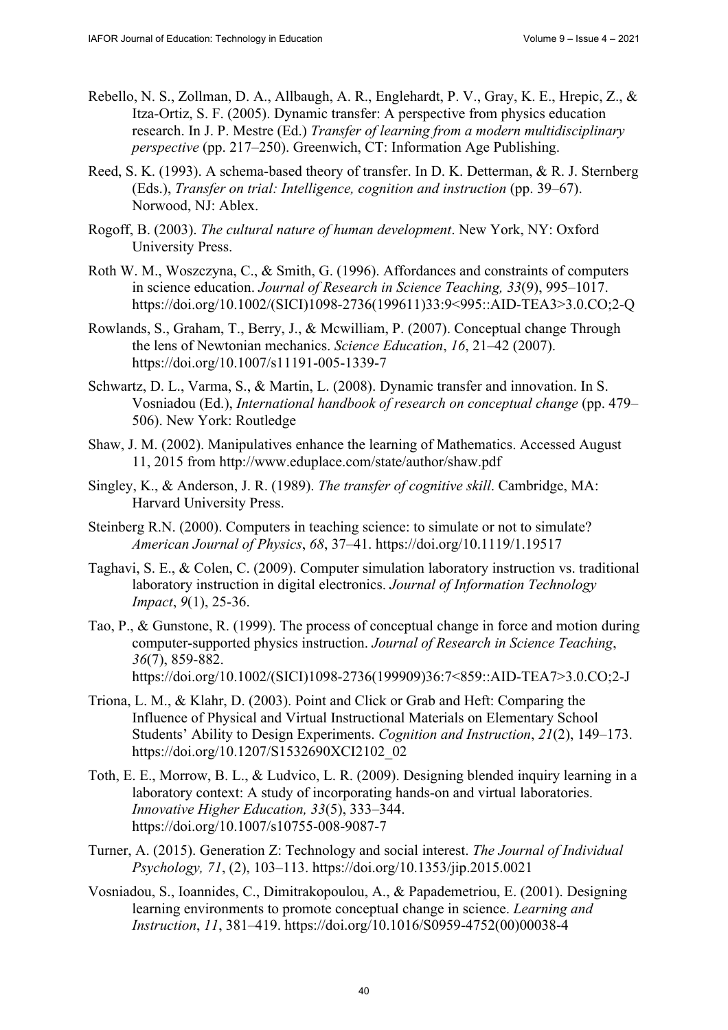Rebello, N. S., Zollman, D. A., Allbaugh, A. R., Englehardt, P. V., Gray, K. E., Hrepic, Z., & Itza-Ortiz, S. F. (2005). Dynamic transfer: A perspective from physics education research. In J. P. Mestre (Ed.) *Transfer of learning from a modern multidisciplinary perspective* (pp. 217–250). Greenwich, CT: Information Age Publishing.

Reed, S. K. (1993). A schema-based theory of transfer. In D. K. Detterman, & R. J. Sternberg (Eds.), *Transfer on trial: Intelligence, cognition and instruction* (pp. 39–67). Norwood, NJ: Ablex.

Rogoff, B. (2003). *The cultural nature of human development*. New York, NY: Oxford University Press.

Roth W. M., Woszczyna, C., & Smith, G. (1996). Affordances and constraints of computers in science education. *Journal of Research in Science Teaching, 33*(9), 995–1017. https://doi.org/10.1002/(SICI)1098-2736(199611)33:9<995::AID-TEA3>3.0.CO;2-Q

Rowlands, S., Graham, T., Berry, J., & Mcwilliam, P. (2007). Conceptual change Through the lens of Newtonian mechanics. *Science Education*, *16*, 21–42 (2007). https://doi.org/10.1007/s11191-005-1339-7

Schwartz, D. L., Varma, S., & Martin, L. (2008). Dynamic transfer and innovation. In S. Vosniadou (Ed.), *International handbook of research on conceptual change* (pp. 479–506). New York: Routledge

Shaw, J. M. (2002). Manipulatives enhance the learning of Mathematics. Accessed August 11, 2015 from http://www.eduplace.com/state/author/shaw.pdf

Singley, K., & Anderson, J. R. (1989). *The transfer of cognitive skill*. Cambridge, MA: Harvard University Press.

Steinberg R.N. (2000). Computers in teaching science: to simulate or not to simulate? *American Journal of Physics*, *68*, 37–41. https://doi.org/10.1119/1.19517

Taghavi, S. E., & Colen, C. (2009). Computer simulation laboratory instruction vs. traditional laboratory instruction in digital electronics. *Journal of Information Technology Impact*, *9*(1), 25-36.

Tao, P., & Gunstone, R. (1999). The process of conceptual change in force and motion during computer-supported physics instruction. *Journal of Research in Science Teaching*, *36*(7), 859-882. https://doi.org/10.1002/(SICI)1098-2736(199909)36:7<859::AID-TEA7>3.0.CO;2-J

Triona, L. M., & Klahr, D. (2003). Point and Click or Grab and Heft: Comparing the Influence of Physical and Virtual Instructional Materials on Elementary School Students' Ability to Design Experiments. *Cognition and Instruction*, *21*(2), 149–173. https://doi.org/10.1207/S1532690XCI2102_02

Toth, E. E., Morrow, B. L., & Ludvico, L. R. (2009). Designing blended inquiry learning in a laboratory context: A study of incorporating hands-on and virtual laboratories. *Innovative Higher Education, 33*(5), 333–344. https://doi.org/10.1007/s10755-008-9087-7

Turner, A. (2015). Generation Z: Technology and social interest. *The Journal of Individual Psychology, 71*, (2), 103–113. https://doi.org/10.1353/jip.2015.0021

Vosniadou, S., Ioannides, C., Dimitrakopoulou, A., & Papademetriou, E. (2001). Designing learning environments to promote conceptual change in science. *Learning and Instruction*, *11*, 381–419. https://doi.org/10.1016/S0959-4752(00)00038-4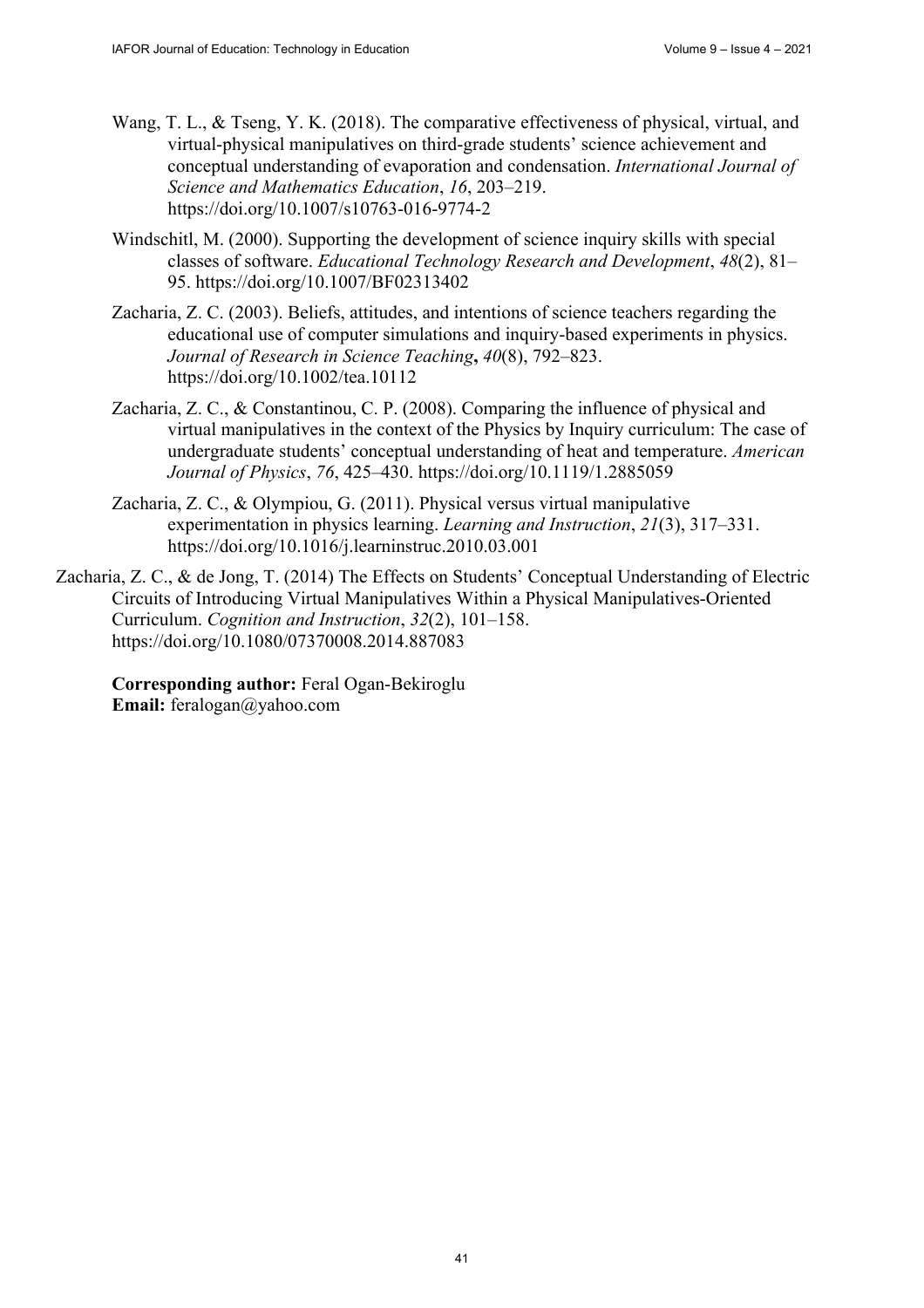Wang, T. L., & Tseng, Y. K. (2018). The comparative effectiveness of physical, virtual, and virtual-physical manipulatives on third-grade students' science achievement and conceptual understanding of evaporation and condensation. *International Journal of Science and Mathematics Education*, *16*, 203–219. https://doi.org/10.1007/s10763-016-9774-2

Windschitl, M. (2000). Supporting the development of science inquiry skills with special classes of software. *Educational Technology Research and Development*, *48*(2), 81–95. https://doi.org/10.1007/BF02313402

Zacharia, Z. C. (2003). Beliefs, attitudes, and intentions of science teachers regarding the educational use of computer simulations and inquiry-based experiments in physics. *Journal of Research in Science Teaching***,** *40*(8), 792–823. https://doi.org/10.1002/tea.10112

Zacharia, Z. C., & Constantinou, C. P. (2008). Comparing the influence of physical and virtual manipulatives in the context of the Physics by Inquiry curriculum: The case of undergraduate students' conceptual understanding of heat and temperature. *American Journal of Physics*, *76*, 425–430. https://doi.org/10.1119/1.2885059

Zacharia, Z. C., & Olympiou, G. (2011). Physical versus virtual manipulative experimentation in physics learning. *Learning and Instruction*, *21*(3), 317–331. https://doi.org/10.1016/j.learninstruc.2010.03.001

Zacharia, Z. C., & de Jong, T. (2014) The Effects on Students' Conceptual Understanding of Electric Circuits of Introducing Virtual Manipulatives Within a Physical Manipulatives-Oriented Curriculum. *Cognition and Instruction*, *32*(2), 101–158. https://doi.org/10.1080/07370008.2014.887083

**Corresponding author:** Feral Ogan-Bekiroglu
**Email:** feralogan@yahoo.com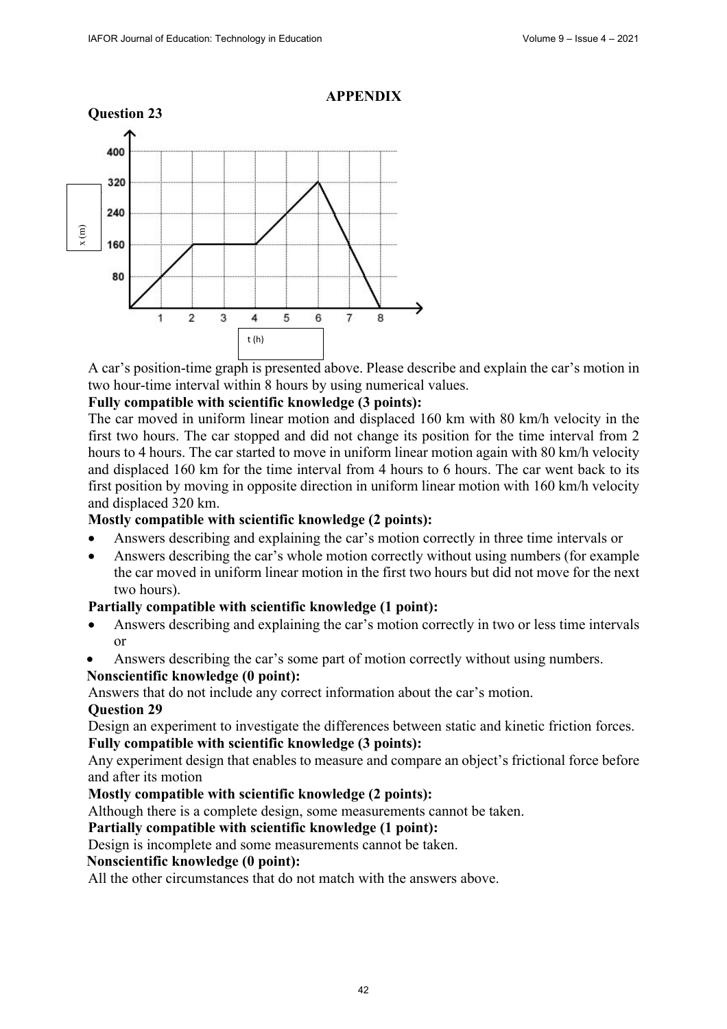# APPENDIX

**Question 23**

400
320
240
160
80
x (m)
1 2 3 4 5 6 7 8
t (h)

A car's position-time graph is presented above. Please describe and explain the car's motion in two hour-time interval within 8 hours by using numerical values.

**Fully compatible with scientific knowledge (3 points):**

The car moved in uniform linear motion and displaced 160 km with 80 km/h velocity in the first two hours. The car stopped and did not change its position for the time interval from 2 hours to 4 hours. The car started to move in uniform linear motion again with 80 km/h velocity and displaced 160 km for the time interval from 4 hours to 6 hours. The car went back to its first position by moving in opposite direction in uniform linear motion with 160 km/h velocity and displaced 320 km.

**Mostly compatible with scientific knowledge (2 points):**

- Answers describing and explaining the car's motion correctly in three time intervals or
- Answers describing the car's whole motion correctly without using numbers (for example the car moved in uniform linear motion in the first two hours but did not move for the next two hours).

**Partially compatible with scientific knowledge (1 point):**

- Answers describing and explaining the car's motion correctly in two or less time intervals or
- Answers describing the car's some part of motion correctly without using numbers.

**Nonscientific knowledge (0 point):**

Answers that do not include any correct information about the car's motion.

**Question 29**

Design an experiment to investigate the differences between static and kinetic friction forces.

**Fully compatible with scientific knowledge (3 points):**

Any experiment design that enables to measure and compare an object's frictional force before and after its motion

**Mostly compatible with scientific knowledge (2 points):**

Although there is a complete design, some measurements cannot be taken.

**Partially compatible with scientific knowledge (1 point):**

Design is incomplete and some measurements cannot be taken.

**Nonscientific knowledge (0 point):**

All the other circumstances that do not match with the answers above.